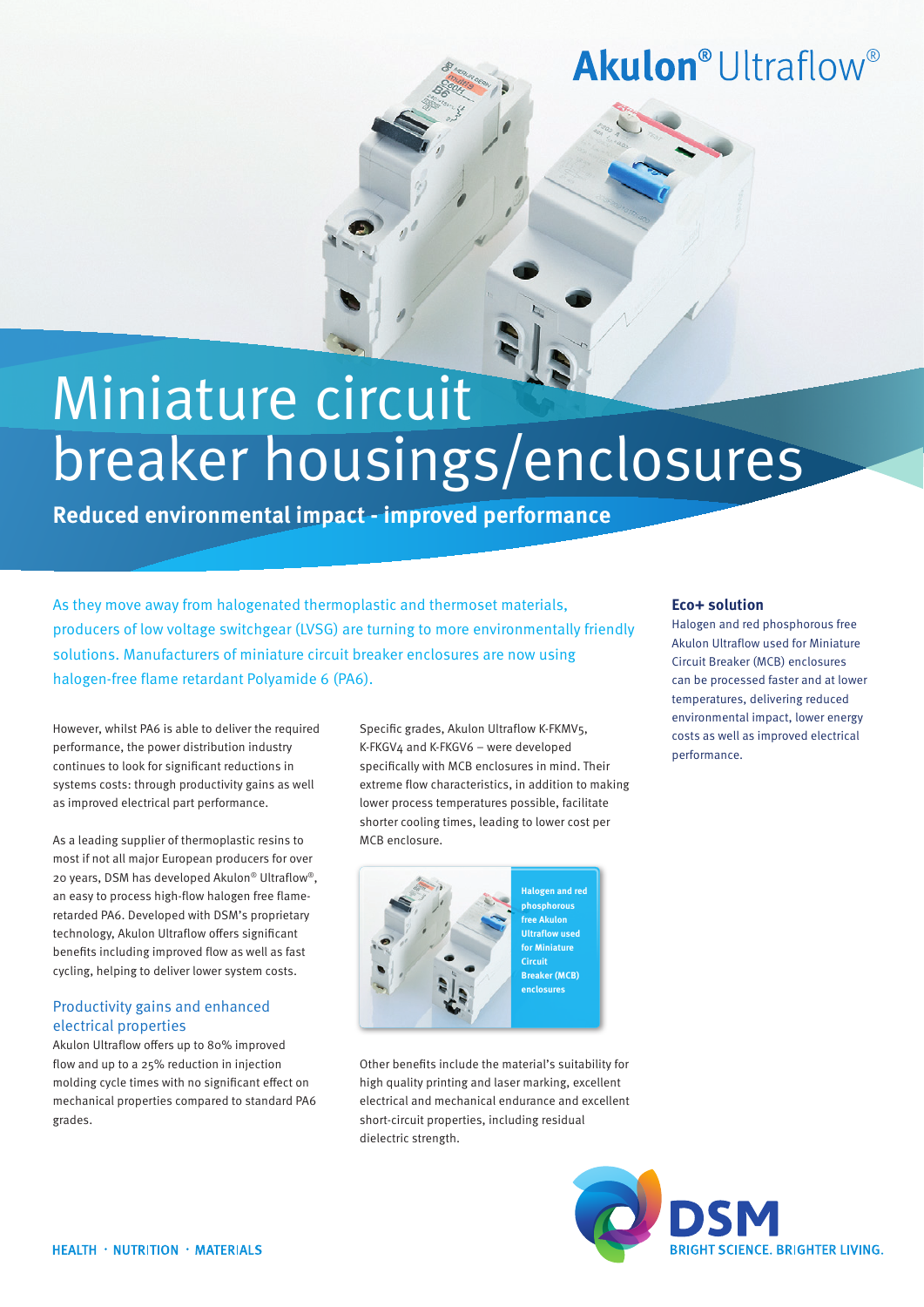# Akulon® Ultraflow®

# Miniature circuit breaker housings/enclosures

**Reduced environmental impact - improved performance**

As they move away from halogenated thermoplastic and thermoset materials, producers of low voltage switchgear (LVSG) are turning to more environmentally friendly solutions. Manufacturers of miniature circuit breaker enclosures are now using halogen-free flame retardant Polyamide 6 (PA6).

However, whilst PA6 is able to deliver the required performance, the power distribution industry continues to look for significant reductions in systems costs: through productivity gains as well as improved electrical part performance.

As a leading supplier of thermoplastic resins to most if not all major European producers for over 20 years, DSM has developed Akulon® Ultraflow®, an easy to process high-flow halogen free flame-retardant PA6. Developed with DSM's proprietary technology, Akulon Ultraflow offers significant benefits including improved flow as well as fast cycling, helping to deliver lower system costs.

## Productivity gains and enhanced electrical properties

Akulon Ultraflow offers up to 80% improved flow and up to a 25% reduction in injection molding cycle times with no significant effect on mechanical properties compared to standard PA6 grades.

Specific grades, Akulon Ultraflow K-FKMV5, K-FKGV4 and K-FKGV6 – were developed specifically with MCB enclosures in mind. Their extreme flow characteristics, in addition to making lower process temperatures possible, facilitate shorter cooling times, leading to lower cost per MCB enclosure.

**Halogen and red phosphorous free Akulon Ultraflow used for Miniature Circuit Breaker (MCB) enclosures**

Other benefits include the material's suitability for high quality printing and laser marking, excellent electrical and mechanical endurance and excellent short-circuit properties, including residual dielectric strength.

### Eco+ solution

Halogen and red phosphorous free Akulon Ultraflow used for Miniature Circuit Breaker (MCB) enclosures can be processed faster and at lower temperatures, delivering reduced environmental impact, lower energy costs as well as improved electrical performance.

HEALTH · NUTRITION · MATERIALS

DSM BRIGHT SCIENCE. BRIGHTER LIVING.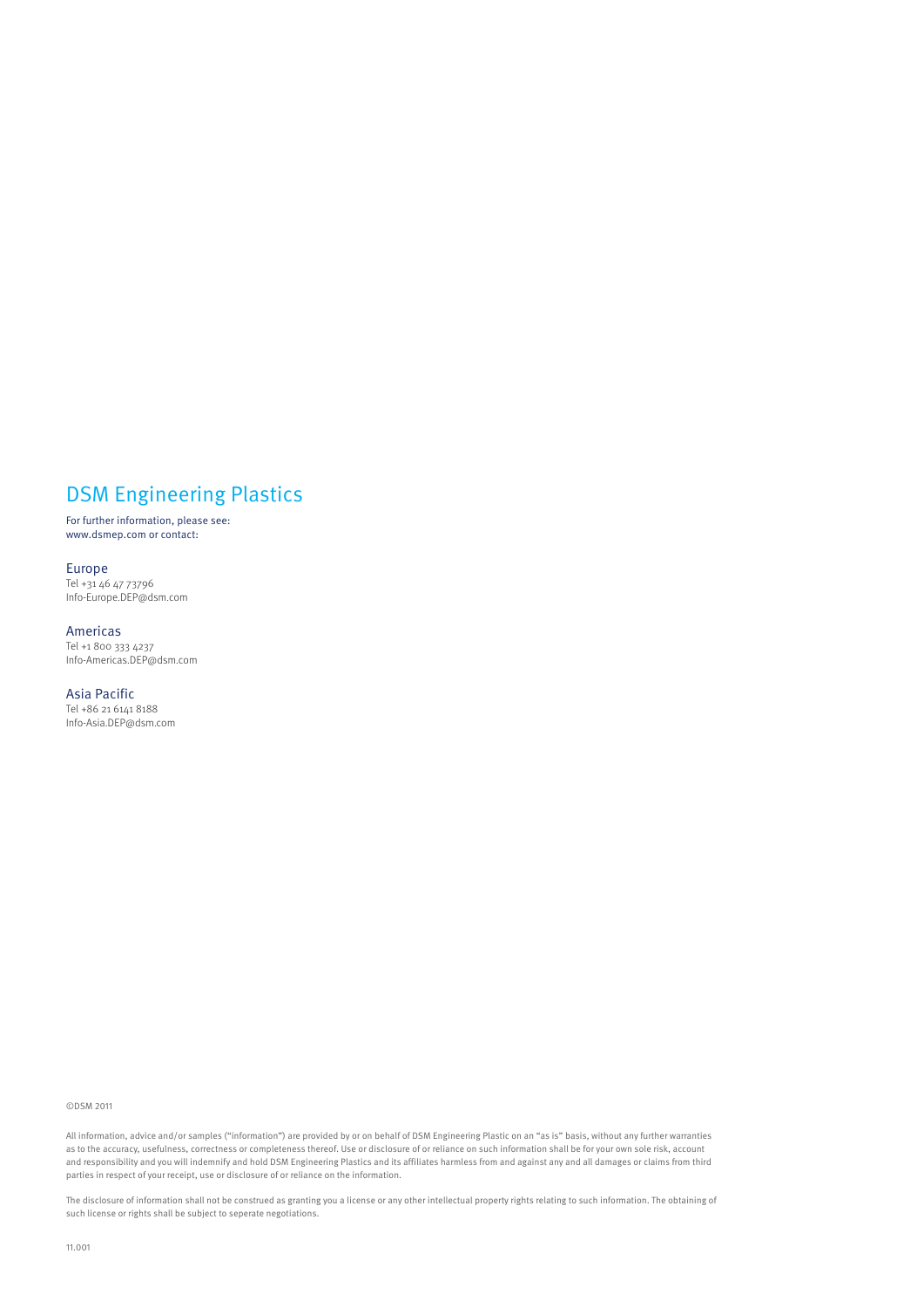# DSM Engineering Plastics

For further information, please see:
www.dsmep.com or contact:

## Europe

Tel +31 46 47 73796
Info-Europe.DEP@dsm.com

## Americas

Tel +1 800 333 4237
Info-Americas.DEP@dsm.com

## Asia Pacific

Tel +86 21 6141 8188
Info-Asia.DEP@dsm.com

©DSM 2011

All information, advice and/or samples ("information") are provided by or on behalf of DSM Engineering Plastic on an "as is" basis, without any further warranties as to the accuracy, usefulness, correctness or completeness thereof. Use or disclosure of or reliance on such information shall be for your own sole risk, account and responsibility and you will indemnify and hold DSM Engineering Plastics and its affiliates harmless from and against any and all damages or claims from third parties in respect of your receipt, use or disclosure of or reliance on the information.

The disclosure of information shall not be construed as granting you a license or any other intellectual property rights relating to such information. The obtaining of such license or rights shall be subject to seperate negotiations.

11.001